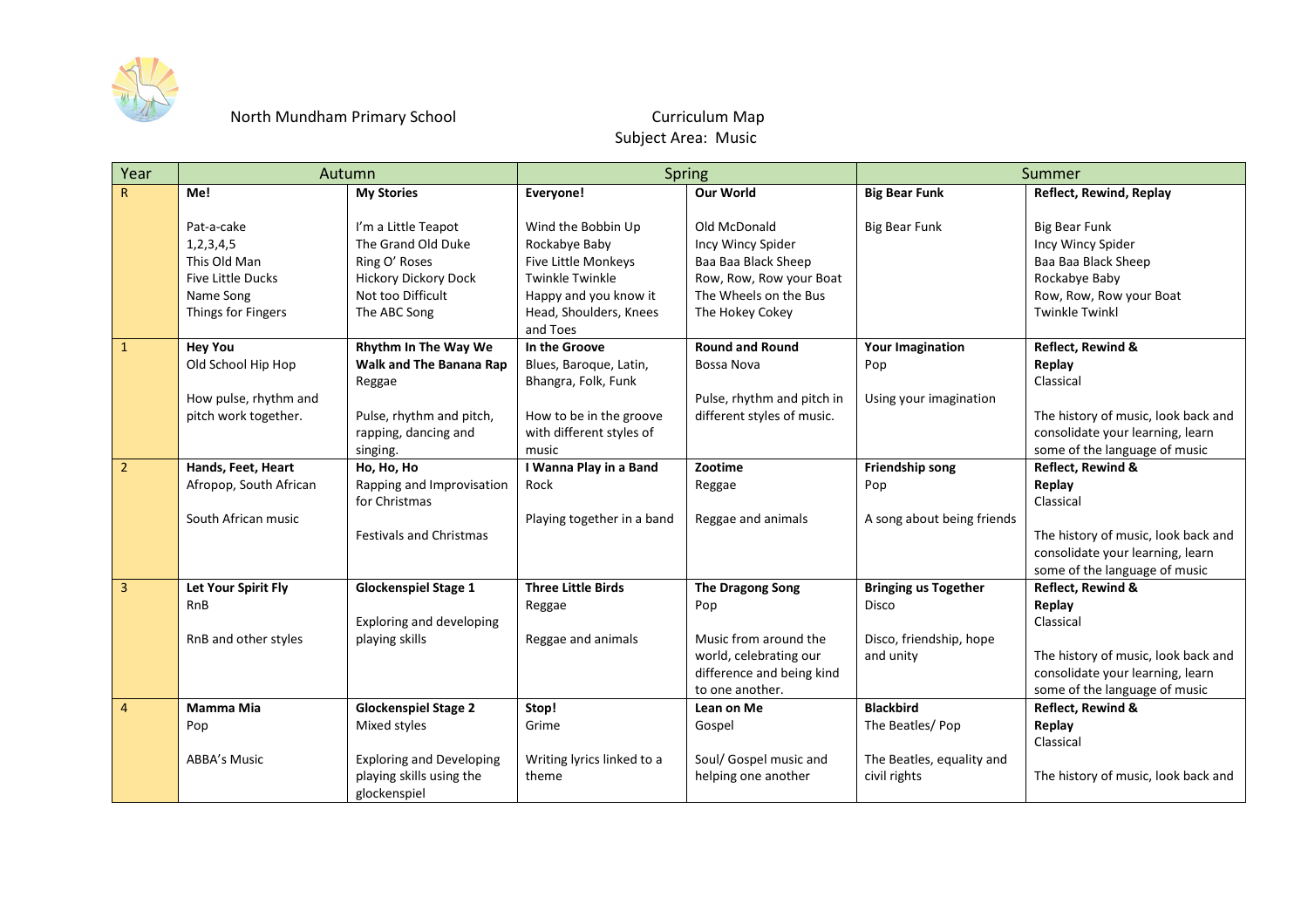North Mundham Primary School

# Curriculum Map
## Subject Area: Music

| Year | Autumn | | Spring | | Summer | |
|---|---|---|---|---|---|---|
| R | **Me!**<br><br>Pat-a-cake<br>1,2,3,4,5<br>This Old Man<br>Five Little Ducks<br>Name Song<br>Things for Fingers | **My Stories**<br><br>I'm a Little Teapot<br>The Grand Old Duke<br>Ring O' Roses<br>Hickory Dickory Dock<br>Not too Difficult<br>The ABC Song | **Everyone!**<br><br>Wind the Bobbin Up<br>Rockabye Baby<br>Five Little Monkeys<br>Twinkle Twinkle<br>Happy and you know it<br>Head, Shoulders, Knees and Toes | **Our World**<br><br>Old McDonald<br>Incy Wincy Spider<br>Baa Baa Black Sheep<br>Row, Row, Row your Boat<br>The Wheels on the Bus<br>The Hokey Cokey | **Big Bear Funk**<br><br>Big Bear Funk | **Reflect, Rewind, Replay**<br><br>Big Bear Funk<br>Incy Wincy Spider<br>Baa Baa Black Sheep<br>Rockabye Baby<br>Row, Row, Row your Boat<br>Twinkle Twinkl |
| 1 | **Hey You**<br>Old School Hip Hop<br><br>How pulse, rhythm and pitch work together. | **Rhythm In The Way We Walk and The Banana Rap**<br>Reggae<br><br>Pulse, rhythm and pitch, rapping, dancing and singing. | **In the Groove**<br>Blues, Baroque, Latin, Bhangra, Folk, Funk<br><br>How to be in the groove with different styles of music | **Round and Round**<br>Bossa Nova<br><br>Pulse, rhythm and pitch in different styles of music. | **Your Imagination**<br>Pop<br><br>Using your imagination | **Reflect, Rewind & Replay**<br>Classical<br><br>The history of music, look back and consolidate your learning, learn some of the language of music |
| 2 | **Hands, Feet, Heart**<br>Afropop, South African<br><br>South African music | **Ho, Ho, Ho**<br>Rapping and Improvisation for Christmas<br><br>Festivals and Christmas | **I Wanna Play in a Band**<br>Rock<br><br>Playing together in a band | **Zootime**<br>Reggae<br><br>Reggae and animals | **Friendship song**<br>Pop<br><br>A song about being friends | **Reflect, Rewind & Replay**<br>Classical<br><br>The history of music, look back and consolidate your learning, learn some of the language of music |
| 3 | **Let Your Spirit Fly**<br>RnB<br><br>RnB and other styles | **Glockenspiel Stage 1**<br><br>Exploring and developing playing skills | **Three Little Birds**<br>Reggae<br><br>Reggae and animals | **The Dragong Song**<br>Pop<br><br>Music from around the world, celebrating our difference and being kind to one another. | **Bringing us Together**<br>Disco<br><br>Disco, friendship, hope and unity | **Reflect, Rewind & Replay**<br>Classical<br><br>The history of music, look back and consolidate your learning, learn some of the language of music |
| 4 | **Mamma Mia**<br>Pop<br><br>ABBA's Music | **Glockenspiel Stage 2**<br>Mixed styles<br><br>Exploring and Developing playing skills using the glockenspiel | **Stop!**<br>Grime<br><br>Writing lyrics linked to a theme | **Lean on Me**<br>Gospel<br><br>Soul/ Gospel music and helping one another | **Blackbird**<br>The Beatles/ Pop<br><br>The Beatles, equality and civil rights | **Reflect, Rewind & Replay**<br>Classical<br><br>The history of music, look back and |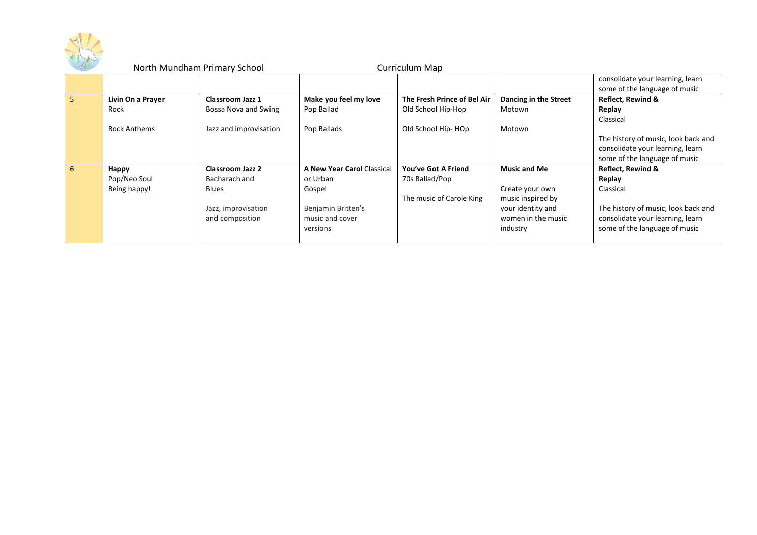North Mundham Primary School Curriculum Map

| | | | | | | |
|---|---|---|---|---|---|---|
| | | | | | | consolidate your learning, learn some of the language of music |
| 5 | **Livin On a Prayer** Rock<br><br>Rock Anthems | **Classroom Jazz 1** Bossa Nova and Swing<br><br>Jazz and improvisation | **Make you feel my love** Pop Ballad<br><br>Pop Ballads | **The Fresh Prince of Bel Air** Old School Hip-Hop<br><br>Old School Hip- HOp | **Dancing in the Street** Motown<br><br>Motown | **Reflect, Rewind & Replay** Classical<br><br>The history of music, look back and consolidate your learning, learn some of the language of music |
| 6 | **Happy** Pop/Neo Soul Being happy! | **Classroom Jazz 2** Bacharach and Blues<br><br>Jazz, improvisation and composition | **A New Year Carol** Classical or Urban Gospel<br><br>Benjamin Britten's music and cover versions | **You've Got A Friend** 70s Ballad/Pop<br><br>The music of Carole King | **Music and Me**<br><br>Create your own music inspired by your identity and women in the music industry | **Reflect, Rewind & Replay** Classical<br><br>The history of music, look back and consolidate your learning, learn some of the language of music |